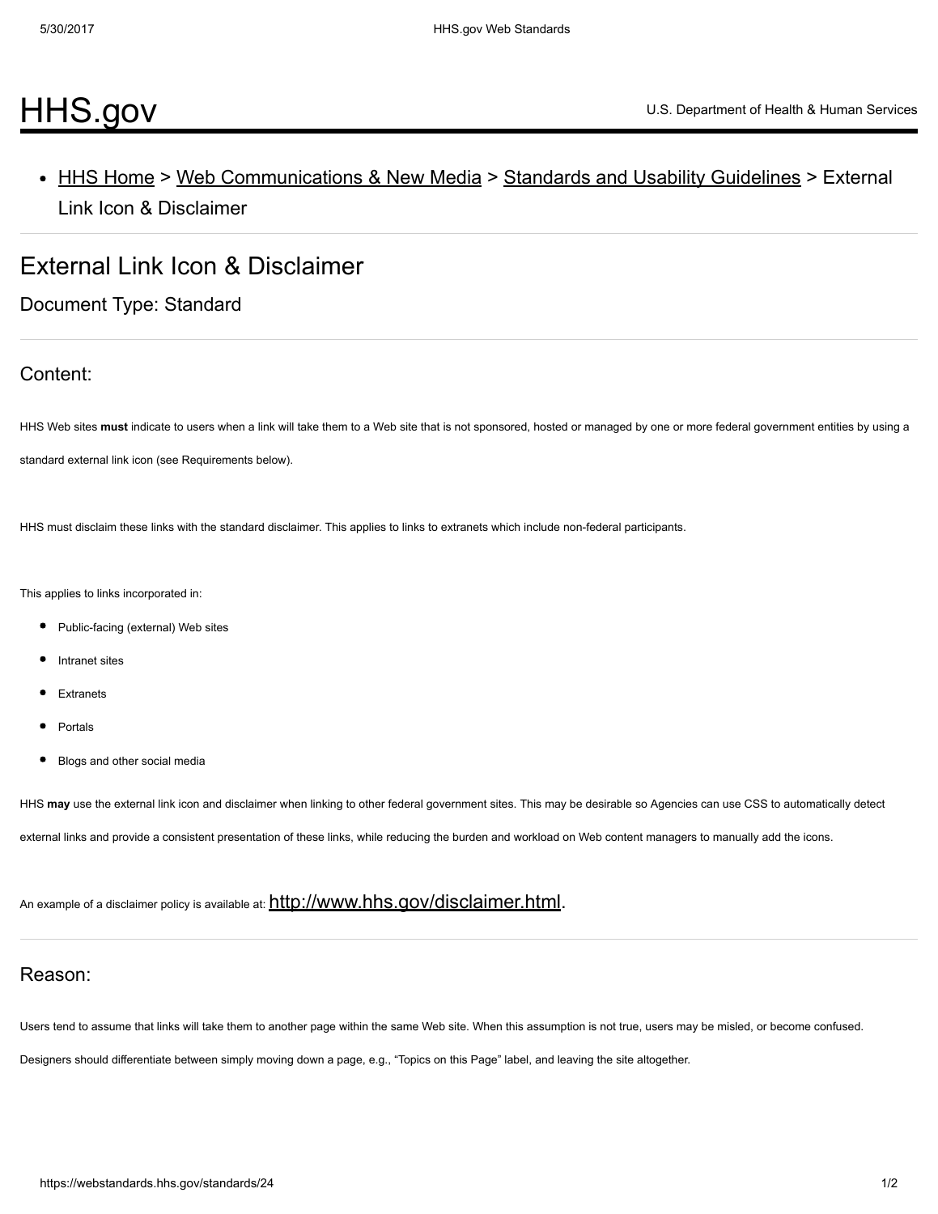# HHS.gov

U.S. Department of Health & Human Services

- HHS Home > Web Communications & New Media > Standards and Usability Guidelines > External Link Icon & Disclaimer

## External Link Icon & Disclaimer

Document Type: Standard

### Content:

HHS Web sites **must** indicate to users when a link will take them to a Web site that is not sponsored, hosted or managed by one or more federal government entities by using a standard external link icon (see Requirements below).

HHS must disclaim these links with the standard disclaimer. This applies to links to extranets which include non-federal participants.

This applies to links incorporated in:

- Public-facing (external) Web sites
- Intranet sites
- Extranets
- Portals
- Blogs and other social media

HHS **may** use the external link icon and disclaimer when linking to other federal government sites. This may be desirable so Agencies can use CSS to automatically detect external links and provide a consistent presentation of these links, while reducing the burden and workload on Web content managers to manually add the icons.

An example of a disclaimer policy is available at: http://www.hhs.gov/disclaimer.html.

### Reason:

Users tend to assume that links will take them to another page within the same Web site. When this assumption is not true, users may be misled, or become confused.

Designers should differentiate between simply moving down a page, e.g., "Topics on this Page" label, and leaving the site altogether.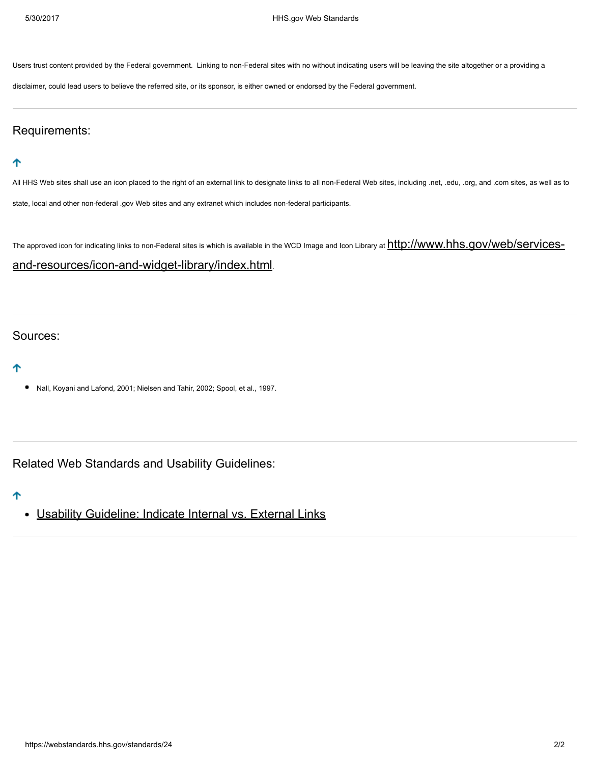Users trust content provided by the Federal government. Linking to non-Federal sites with no without indicating users will be leaving the site altogether or a providing a disclaimer, could lead users to believe the referred site, or its sponsor, is either owned or endorsed by the Federal government.

## Requirements:

All HHS Web sites shall use an icon placed to the right of an external link to designate links to all non-Federal Web sites, including .net, .edu, .org, and .com sites, as well as to state, local and other non-federal .gov Web sites and any extranet which includes non-federal participants.

The approved icon for indicating links to non-Federal sites is which is available in the WCD Image and Icon Library at http://www.hhs.gov/web/services-and-resources/icon-and-widget-library/index.html.

## Sources:

- Nall, Koyani and Lafond, 2001; Nielsen and Tahir, 2002; Spool, et al., 1997.

## Related Web Standards and Usability Guidelines:

- Usability Guideline: Indicate Internal vs. External Links